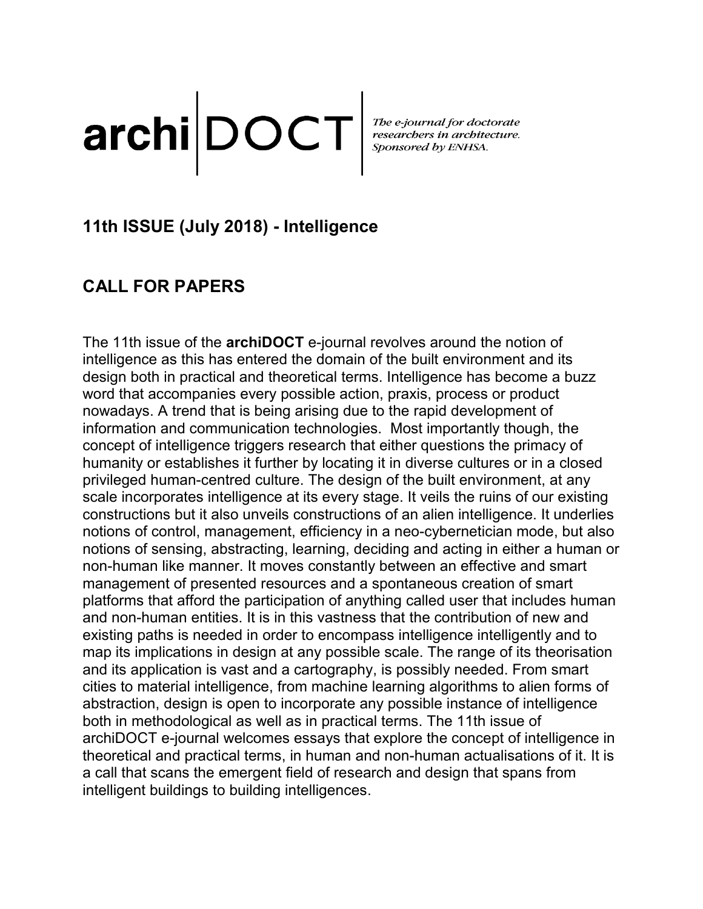# archi|DOCT

*The e-journal for doctorate researchers in architecture. Sponsored by ENHSA.*

## 11th ISSUE (July 2018) - Intelligence

## CALL FOR PAPERS

The 11th issue of the **archiDOCT** e-journal revolves around the notion of intelligence as this has entered the domain of the built environment and its design both in practical and theoretical terms. Intelligence has become a buzz word that accompanies every possible action, praxis, process or product nowadays. A trend that is being arising due to the rapid development of information and communication technologies. Most importantly though, the concept of intelligence triggers research that either questions the primacy of humanity or establishes it further by locating it in diverse cultures or in a closed privileged human-centred culture. The design of the built environment, at any scale incorporates intelligence at its every stage. It veils the ruins of our existing constructions but it also unveils constructions of an alien intelligence. It underlies notions of control, management, efficiency in a neo-cybernetician mode, but also notions of sensing, abstracting, learning, deciding and acting in either a human or non-human like manner. It moves constantly between an effective and smart management of presented resources and a spontaneous creation of smart platforms that afford the participation of anything called user that includes human and non-human entities. It is in this vastness that the contribution of new and existing paths is needed in order to encompass intelligence intelligently and to map its implications in design at any possible scale. The range of its theorisation and its application is vast and a cartography, is possibly needed. From smart cities to material intelligence, from machine learning algorithms to alien forms of abstraction, design is open to incorporate any possible instance of intelligence both in methodological as well as in practical terms. The 11th issue of archiDOCT e-journal welcomes essays that explore the concept of intelligence in theoretical and practical terms, in human and non-human actualisations of it. It is a call that scans the emergent field of research and design that spans from intelligent buildings to building intelligences.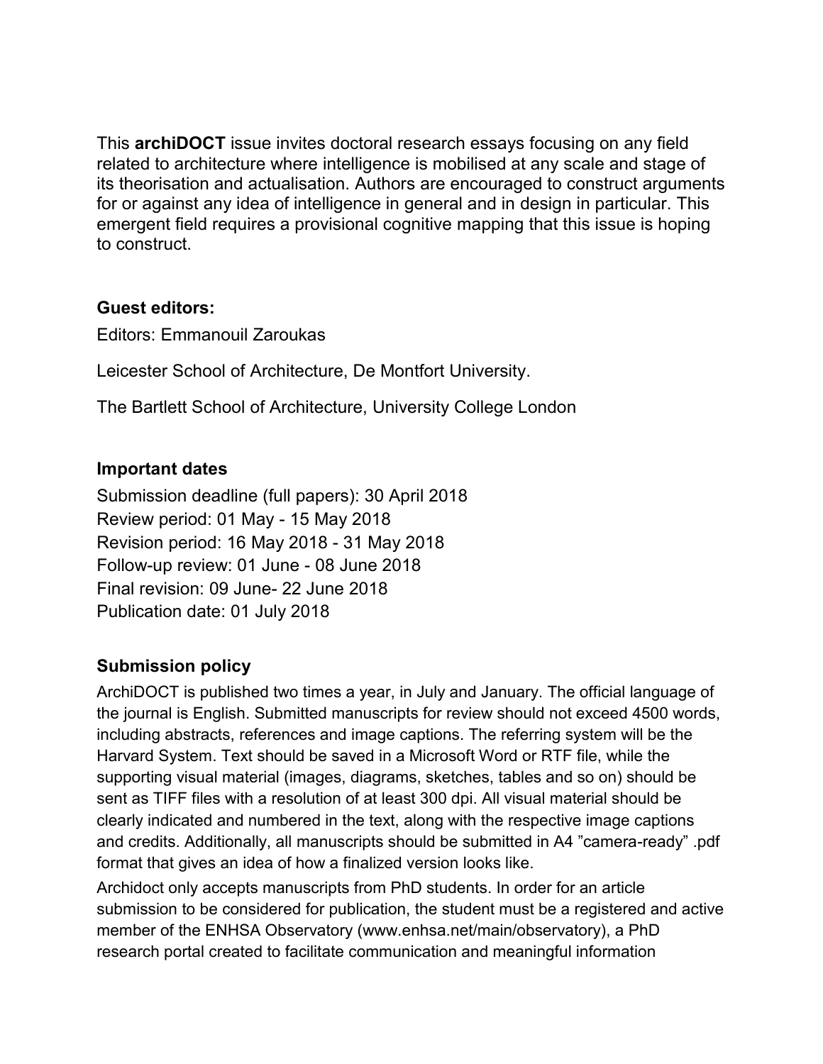This **archiDOCT** issue invites doctoral research essays focusing on any field related to architecture where intelligence is mobilised at any scale and stage of its theorisation and actualisation. Authors are encouraged to construct arguments for or against any idea of intelligence in general and in design in particular. This emergent field requires a provisional cognitive mapping that this issue is hoping to construct.

### Guest editors:

Editors: Emmanouil Zaroukas

Leicester School of Architecture, De Montfort University.

The Bartlett School of Architecture, University College London

### Important dates

Submission deadline (full papers): 30 April 2018
Review period: 01 May - 15 May 2018
Revision period: 16 May 2018 - 31 May 2018
Follow-up review: 01 June - 08 June 2018
Final revision: 09 June- 22 June 2018
Publication date: 01 July 2018

### Submission policy

ArchiDOCT is published two times a year, in July and January. The official language of the journal is English. Submitted manuscripts for review should not exceed 4500 words, including abstracts, references and image captions. The referring system will be the Harvard System. Text should be saved in a Microsoft Word or RTF file, while the supporting visual material (images, diagrams, sketches, tables and so on) should be sent as TIFF files with a resolution of at least 300 dpi. All visual material should be clearly indicated and numbered in the text, along with the respective image captions and credits. Additionally, all manuscripts should be submitted in A4 "camera-ready" .pdf format that gives an idea of how a finalized version looks like.

Archidoct only accepts manuscripts from PhD students. In order for an article submission to be considered for publication, the student must be a registered and active member of the ENHSA Observatory (www.enhsa.net/main/observatory), a PhD research portal created to facilitate communication and meaningful information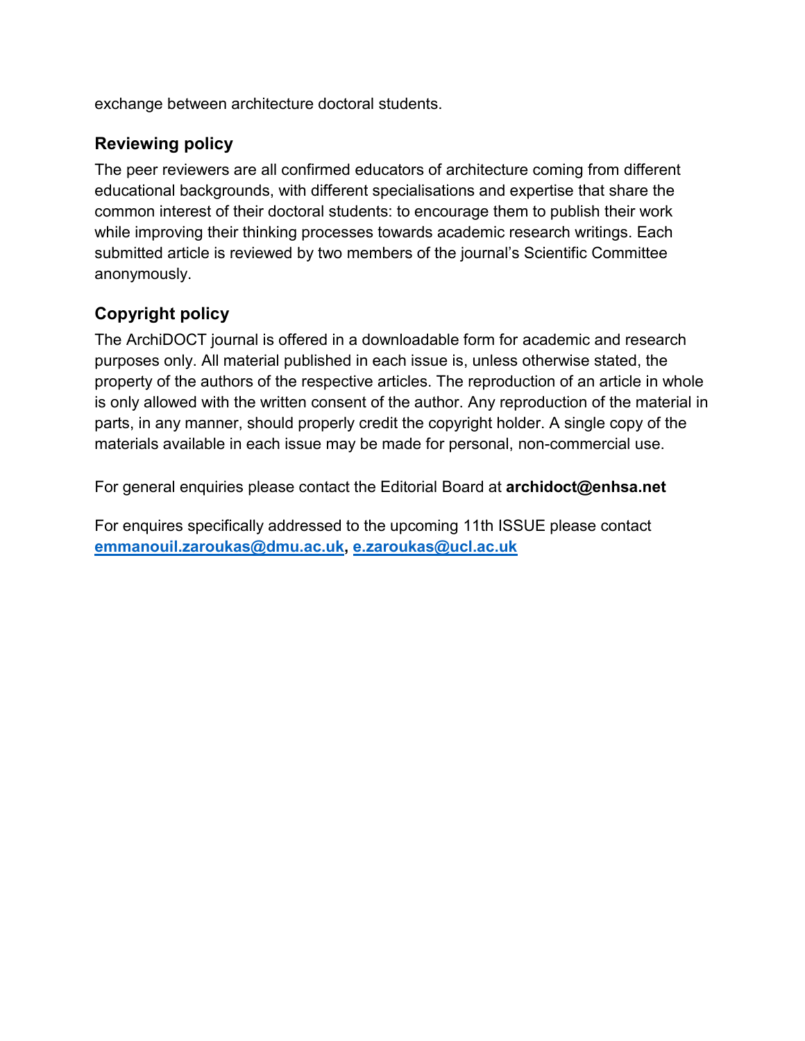exchange between architecture doctoral students.

## Reviewing policy

The peer reviewers are all confirmed educators of architecture coming from different educational backgrounds, with different specialisations and expertise that share the common interest of their doctoral students: to encourage them to publish their work while improving their thinking processes towards academic research writings. Each submitted article is reviewed by two members of the journal's Scientific Committee anonymously.

## Copyright policy

The ArchiDOCT journal is offered in a downloadable form for academic and research purposes only. All material published in each issue is, unless otherwise stated, the property of the authors of the respective articles. The reproduction of an article in whole is only allowed with the written consent of the author. Any reproduction of the material in parts, in any manner, should properly credit the copyright holder. A single copy of the materials available in each issue may be made for personal, non-commercial use.

For general enquiries please contact the Editorial Board at **archidoct@enhsa.net**

For enquires specifically addressed to the upcoming 11th ISSUE please contact **emmanouil.zaroukas@dmu.ac.uk, e.zaroukas@ucl.ac.uk**